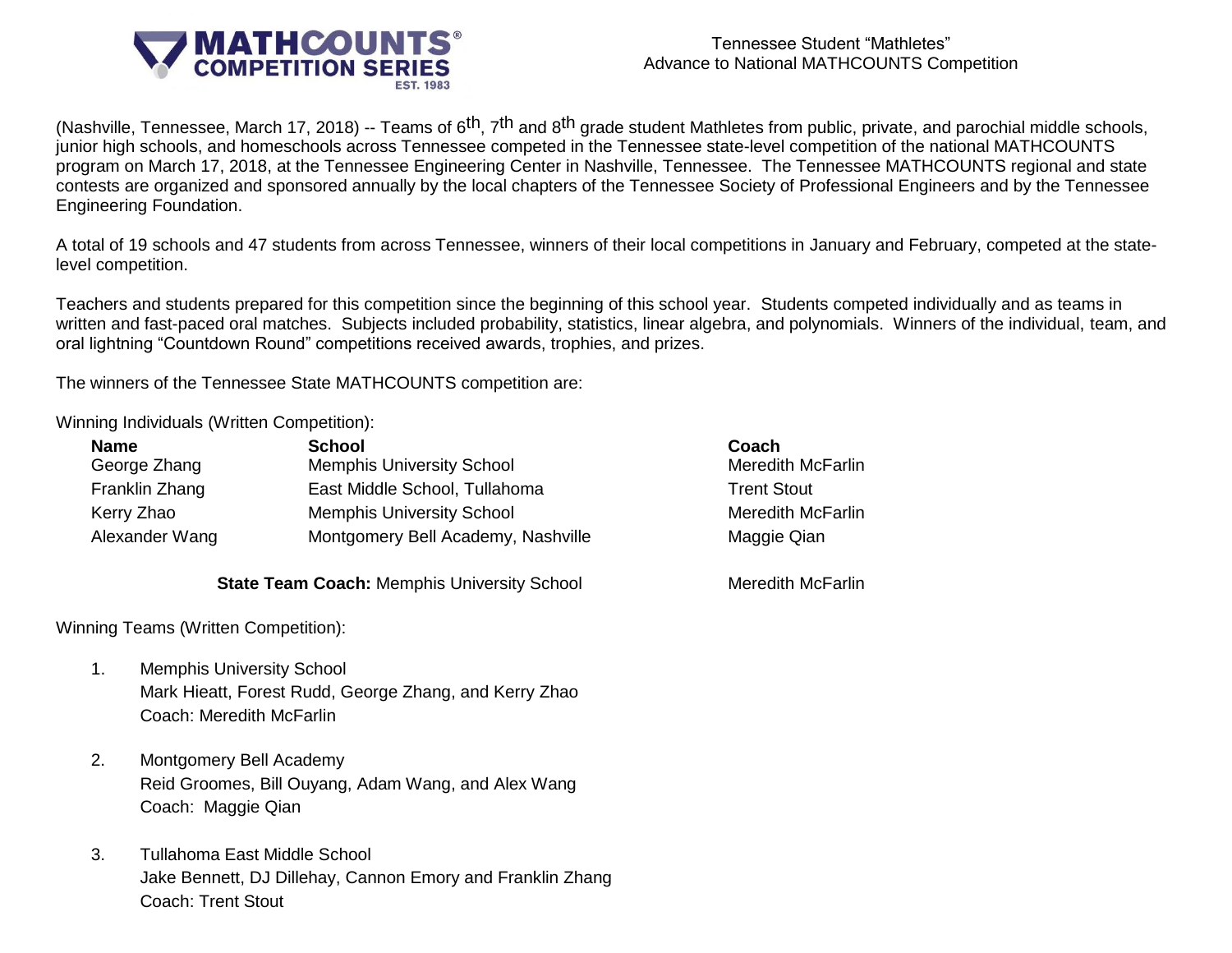MATHCOUNTS® COMPETITION SERIES EST. 1983

Tennessee Student "Mathletes"
Advance to National MATHCOUNTS Competition

(Nashville, Tennessee, March 17, 2018) -- Teams of 6th, 7th and 8th grade student Mathletes from public, private, and parochial middle schools, junior high schools, and homeschools across Tennessee competed in the Tennessee state-level competition of the national MATHCOUNTS program on March 17, 2018, at the Tennessee Engineering Center in Nashville, Tennessee. The Tennessee MATHCOUNTS regional and state contests are organized and sponsored annually by the local chapters of the Tennessee Society of Professional Engineers and by the Tennessee Engineering Foundation.

A total of 19 schools and 47 students from across Tennessee, winners of their local competitions in January and February, competed at the state-level competition.

Teachers and students prepared for this competition since the beginning of this school year. Students competed individually and as teams in written and fast-paced oral matches. Subjects included probability, statistics, linear algebra, and polynomials. Winners of the individual, team, and oral lightning "Countdown Round" competitions received awards, trophies, and prizes.

The winners of the Tennessee State MATHCOUNTS competition are:

Winning Individuals (Written Competition):

| Name | School | Coach |
|---|---|---|
| George Zhang | Memphis University School | Meredith McFarlin |
| Franklin Zhang | East Middle School, Tullahoma | Trent Stout |
| Kerry Zhao | Memphis University School | Meredith McFarlin |
| Alexander Wang | Montgomery Bell Academy, Nashville | Maggie Qian |
| | **State Team Coach:** Memphis University School | Meredith McFarlin |

Winning Teams (Written Competition):

1. Memphis University School
   Mark Hieatt, Forest Rudd, George Zhang, and Kerry Zhao
   Coach: Meredith McFarlin

2. Montgomery Bell Academy
   Reid Groomes, Bill Ouyang, Adam Wang, and Alex Wang
   Coach: Maggie Qian

3. Tullahoma East Middle School
   Jake Bennett, DJ Dillehay, Cannon Emory and Franklin Zhang
   Coach: Trent Stout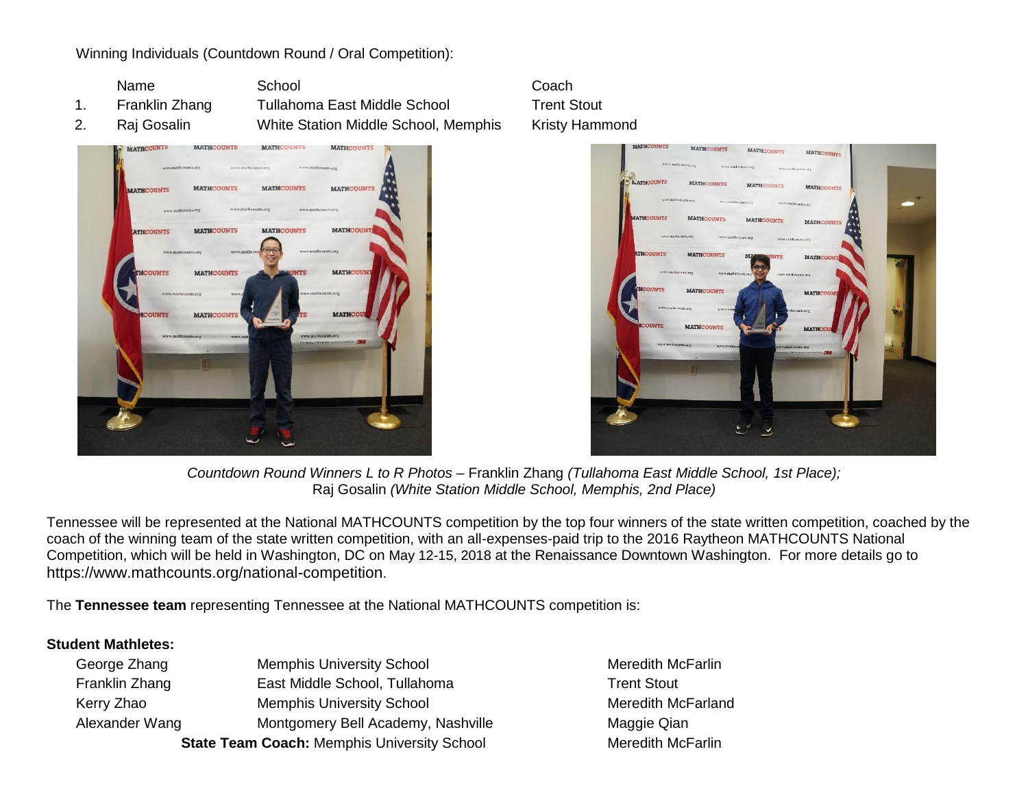Winning Individuals (Countdown Round / Oral Competition):

| | Name | School | Coach |
|---|---|---|---|
| 1. | Franklin Zhang | Tullahoma East Middle School | Trent Stout |
| 2. | Raj Gosalin | White Station Middle School, Memphis | Kristy Hammond |

*Countdown Round Winners L to R Photos* – Franklin Zhang *(Tullahoma East Middle School, 1st Place);* Raj Gosalin *(White Station Middle School, Memphis, 2nd Place)*

Tennessee will be represented at the National MATHCOUNTS competition by the top four winners of the state written competition, coached by the coach of the winning team of the state written competition, with an all-expenses-paid trip to the 2016 Raytheon MATHCOUNTS National Competition, which will be held in Washington, DC on May 12-15, 2018 at the Renaissance Downtown Washington. For more details go to https://www.mathcounts.org/national-competition.

The **Tennessee team** representing Tennessee at the National MATHCOUNTS competition is:

**Student Mathletes:**

| | | |
|---|---|---|
| George Zhang | Memphis University School | Meredith McFarlin |
| Franklin Zhang | East Middle School, Tullahoma | Trent Stout |
| Kerry Zhao | Memphis University School | Meredith McFarland |
| Alexander Wang | Montgomery Bell Academy, Nashville | Maggie Qian |
| **State Team Coach:** | Memphis University School | Meredith McFarlin |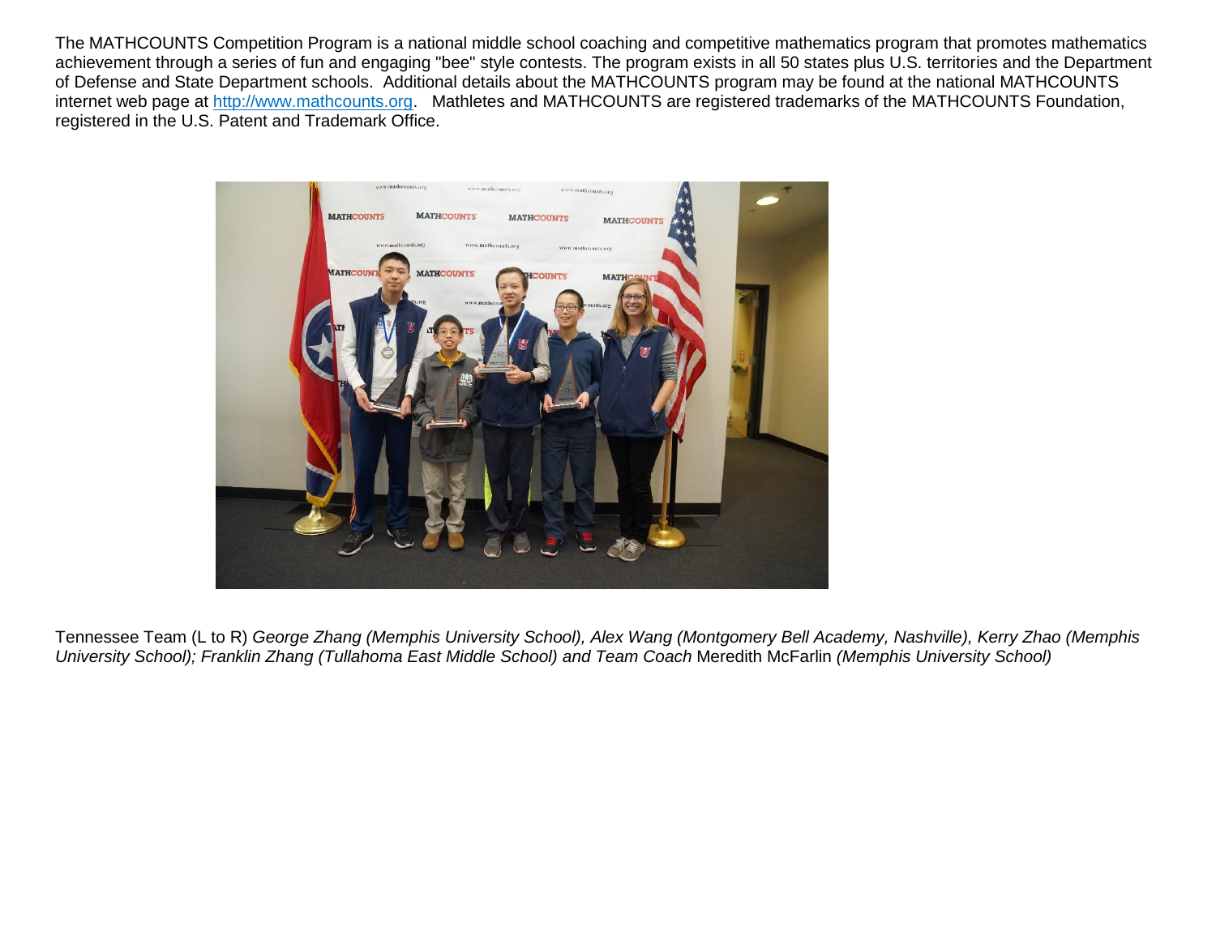The MATHCOUNTS Competition Program is a national middle school coaching and competitive mathematics program that promotes mathematics achievement through a series of fun and engaging "bee" style contests. The program exists in all 50 states plus U.S. territories and the Department of Defense and State Department schools. Additional details about the MATHCOUNTS program may be found at the national MATHCOUNTS internet web page at [http://www.mathcounts.org](http://www.mathcounts.org). Mathletes and MATHCOUNTS are registered trademarks of the MATHCOUNTS Foundation, registered in the U.S. Patent and Trademark Office.

Tennessee Team (L to R) *George Zhang (Memphis University School), Alex Wang (Montgomery Bell Academy, Nashville), Kerry Zhao (Memphis University School); Franklin Zhang (Tullahoma East Middle School) and Team Coach* Meredith McFarlin *(Memphis University School)*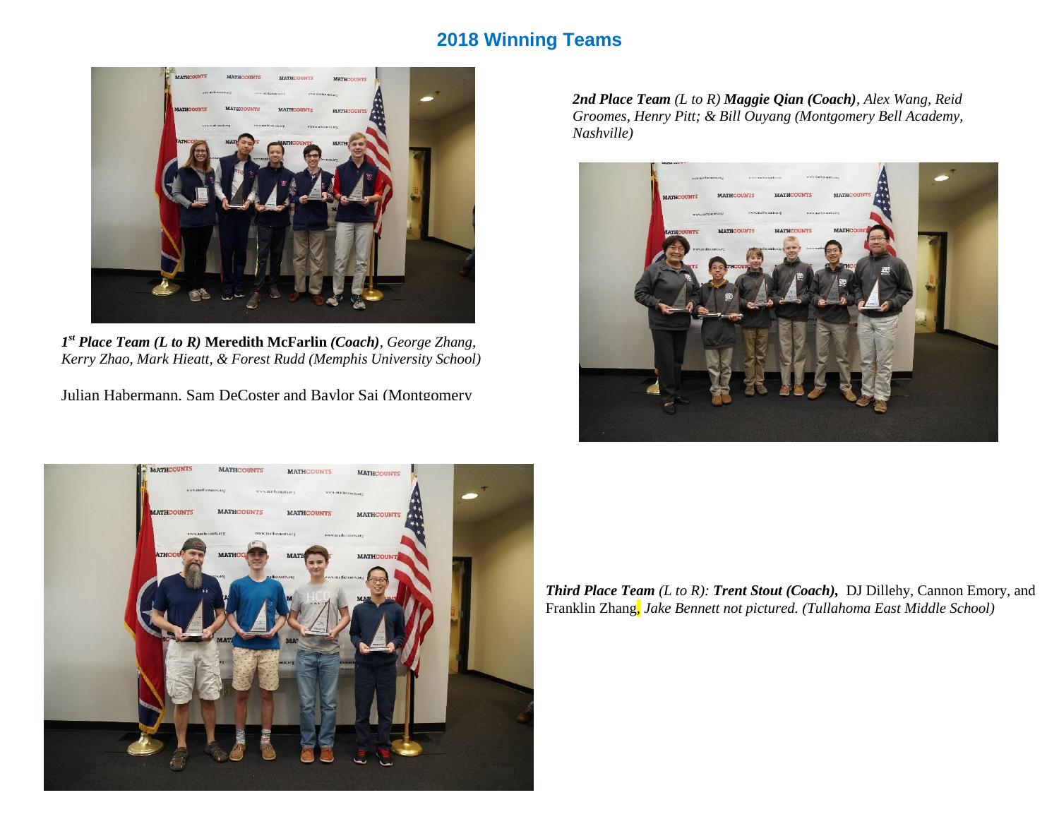## 2018 Winning Teams

***1st Place Team (L to R)* Meredith McFarlin *(Coach)*, *George Zhang, Kerry Zhao, Mark Hieatt, & Forest Rudd (Memphis University School)***

Julian Habermann, Sam DeCoster and Baylor Sai (Montgomery

***2nd Place Team*** *(L to R)* ***Maggie Qian (Coach)****, Alex Wang, Reid Groomes, Henry Pitt; & Bill Ouyang (Montgomery Bell Academy, Nashville)*

***Third Place Team*** *(L to R):* ***Trent Stout (Coach),*** DJ Dillehy, Cannon Emory, and Franklin Zhang, *Jake Bennett not pictured. (Tullahoma East Middle School)*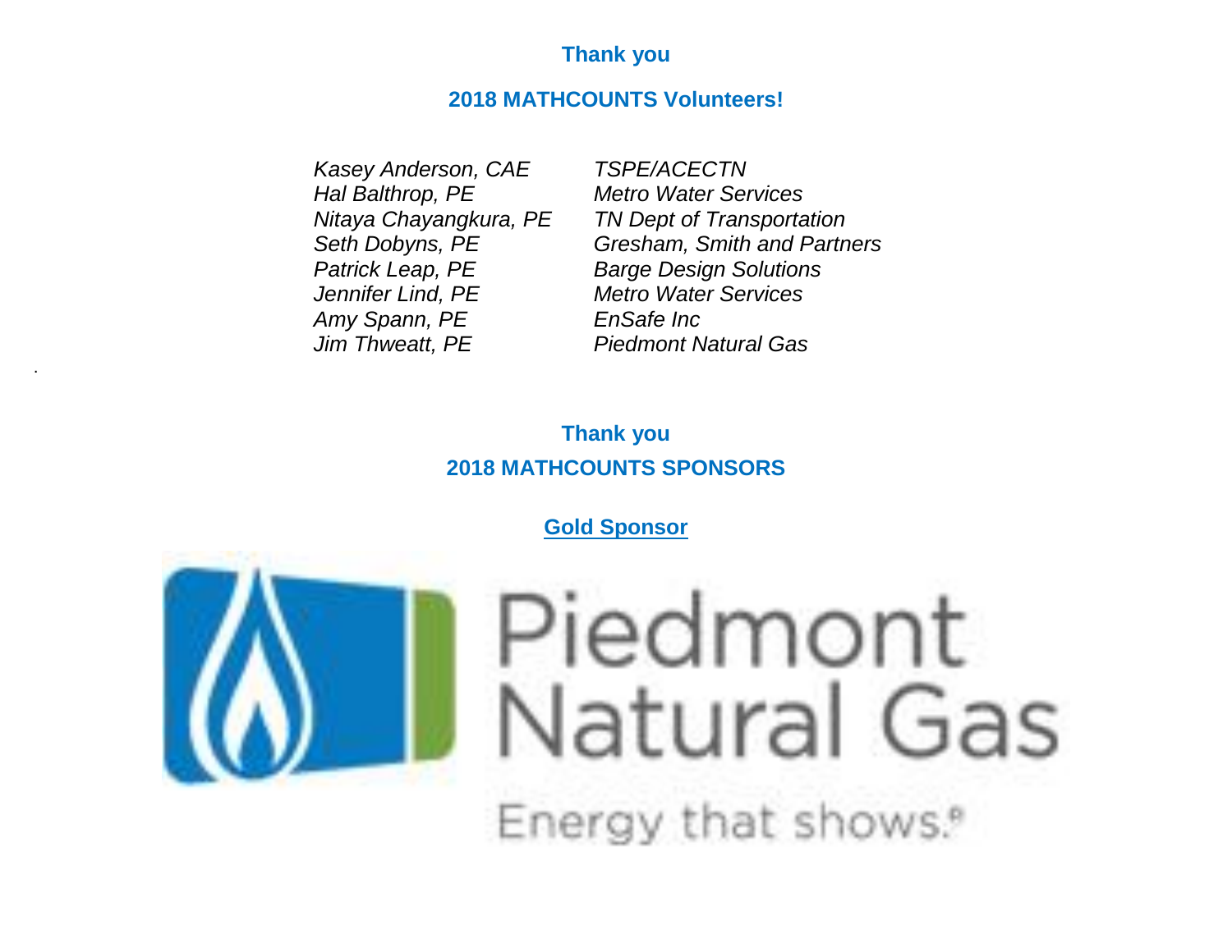**Thank you**

**2018 MATHCOUNTS Volunteers!**

| | |
|---|---|
| *Kasey Anderson, CAE* | *TSPE/ACECTN* |
| *Hal Balthrop, PE* | *Metro Water Services* |
| *Nitaya Chayangkura, PE* | *TN Dept of Transportation* |
| *Seth Dobyns, PE* | *Gresham, Smith and Partners* |
| *Patrick Leap, PE* | *Barge Design Solutions* |
| *Jennifer Lind, PE* | *Metro Water Services* |
| *Amy Spann, PE* | *EnSafe Inc* |
| *Jim Thweatt, PE* | *Piedmont Natural Gas* |

**Thank you**

**2018 MATHCOUNTS SPONSORS**

**Gold Sponsor**

Piedmont Natural Gas

Energy that shows.®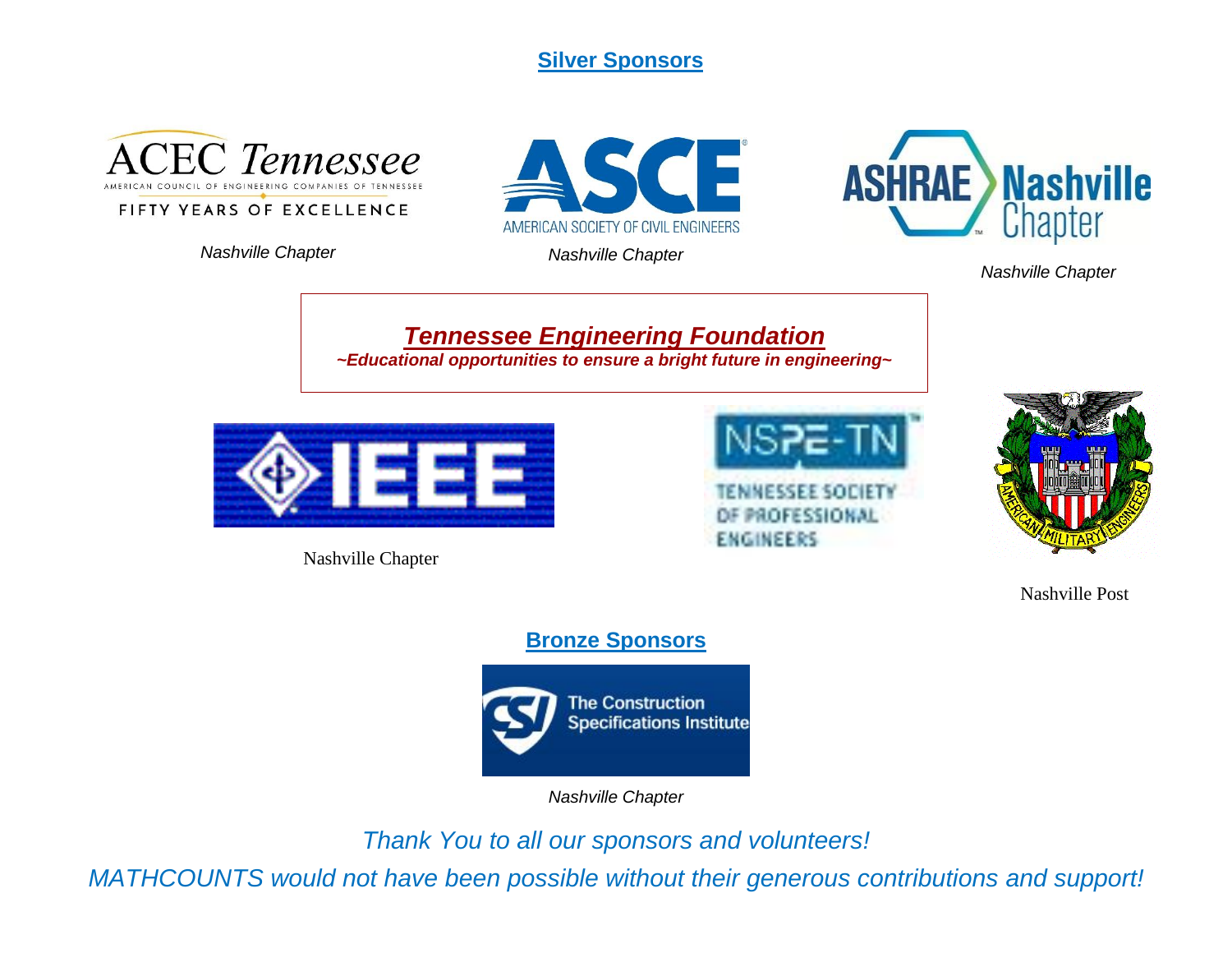## Silver Sponsors

ACEC Tennessee
AMERICAN COUNCIL OF ENGINEERING COMPANIES OF TENNESSEE
FIFTY YEARS OF EXCELLENCE

*Nashville Chapter*

ASCE
AMERICAN SOCIETY OF CIVIL ENGINEERS

*Nashville Chapter*

ASHRAE Nashville Chapter

*Nashville Chapter*

***Tennessee Engineering Foundation***

***~Educational opportunities to ensure a bright future in engineering~***

IEEE

Nashville Chapter

NSPE-TN
TENNESSEE SOCIETY OF PROFESSIONAL ENGINEERS

AMERICAN MILITARY ENGINEERS

Nashville Post

## Bronze Sponsors

CSI The Construction Specifications Institute

*Nashville Chapter*

*Thank You to all our sponsors and volunteers!*

*MATHCOUNTS would not have been possible without their generous contributions and support!*